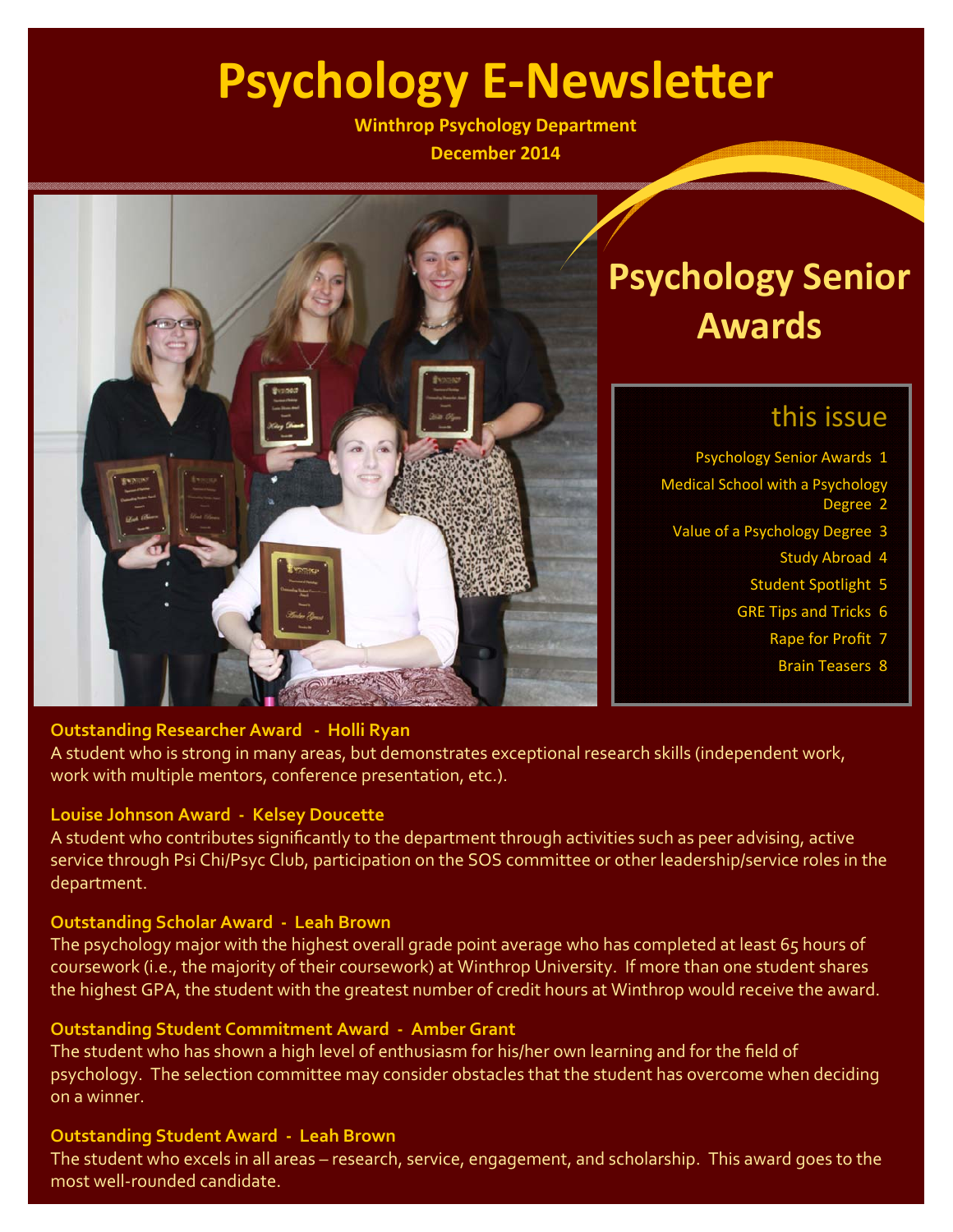# Psychology E-Newsletter

**Winthrop Psychology Department**

**December 2014**

## Psychology Senior Awards

### this issue

- Psychology Senior Awards 1
- Medical School with a Psychology Degree 2
- Value of a Psychology Degree 3
- Study Abroad 4
- Student Spotlight 5
- GRE Tips and Tricks 6
- Rape for Profit 7
- Brain Teasers 8

**Outstanding Researcher Award - Holli Ryan**

A student who is strong in many areas, but demonstrates exceptional research skills (independent work, work with multiple mentors, conference presentation, etc.).

**Louise Johnson Award - Kelsey Doucette**

A student who contributes significantly to the department through activities such as peer advising, active service through Psi Chi/Psyc Club, participation on the SOS committee or other leadership/service roles in the department.

**Outstanding Scholar Award - Leah Brown**

The psychology major with the highest overall grade point average who has completed at least 65 hours of coursework (i.e., the majority of their coursework) at Winthrop University. If more than one student shares the highest GPA, the student with the greatest number of credit hours at Winthrop would receive the award.

**Outstanding Student Commitment Award - Amber Grant**

The student who has shown a high level of enthusiasm for his/her own learning and for the field of psychology. The selection committee may consider obstacles that the student has overcome when deciding on a winner.

**Outstanding Student Award - Leah Brown**

The student who excels in all areas – research, service, engagement, and scholarship. This award goes to the most well-rounded candidate.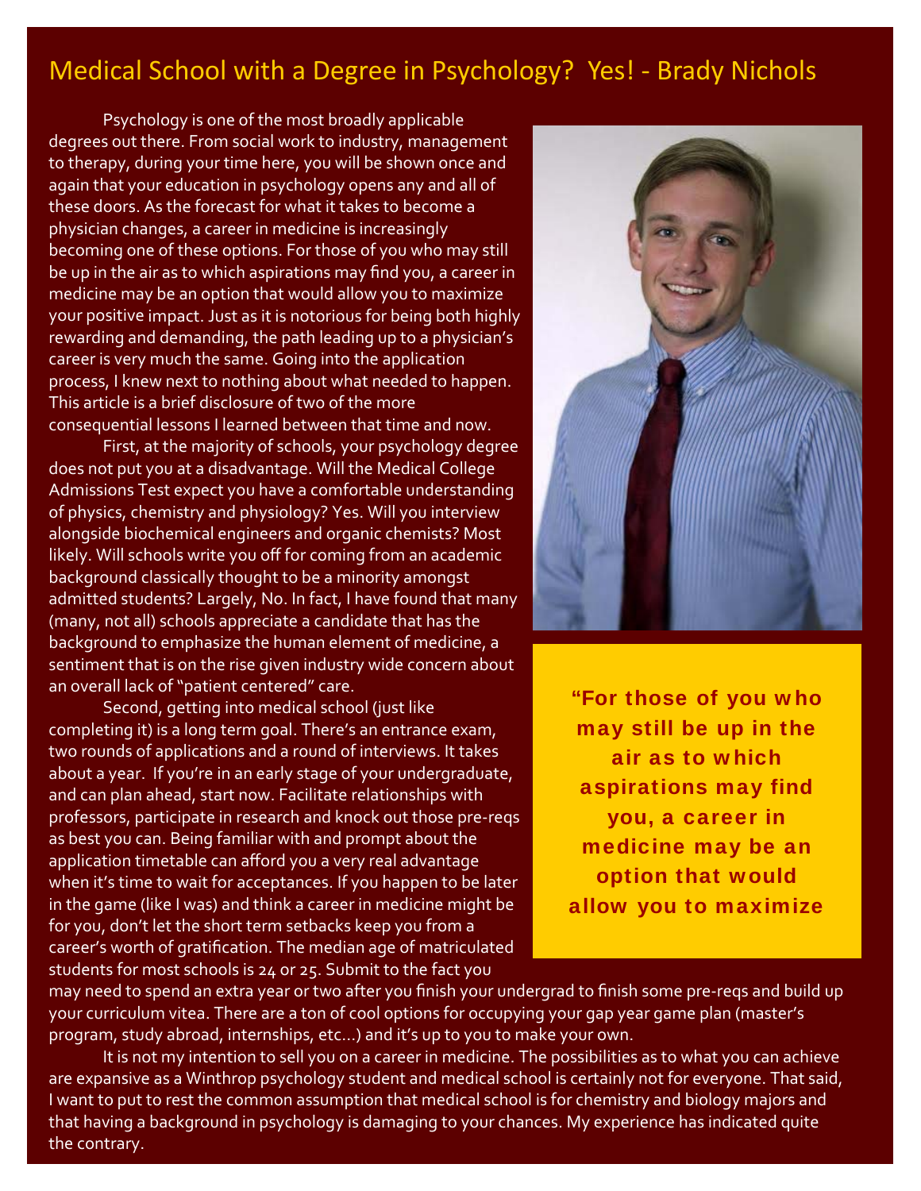## Medical School with a Degree in Psychology? Yes! - Brady Nichols

Psychology is one of the most broadly applicable degrees out there. From social work to industry, management to therapy, during your time here, you will be shown once and again that your education in psychology opens any and all of these doors. As the forecast for what it takes to become a physician changes, a career in medicine is increasingly becoming one of these options. For those of you who may still be up in the air as to which aspirations may find you, a career in medicine may be an option that would allow you to maximize your positive impact. Just as it is notorious for being both highly rewarding and demanding, the path leading up to a physician's career is very much the same. Going into the application process, I knew next to nothing about what needed to happen. This article is a brief disclosure of two of the more consequential lessons I learned between that time and now.

First, at the majority of schools, your psychology degree does not put you at a disadvantage. Will the Medical College Admissions Test expect you have a comfortable understanding of physics, chemistry and physiology? Yes. Will you interview alongside biochemical engineers and organic chemists? Most likely. Will schools write you off for coming from an academic background classically thought to be a minority amongst admitted students? Largely, No. In fact, I have found that many (many, not all) schools appreciate a candidate that has the background to emphasize the human element of medicine, a sentiment that is on the rise given industry wide concern about an overall lack of "patient centered" care.

Second, getting into medical school (just like completing it) is a long term goal. There's an entrance exam, two rounds of applications and a round of interviews. It takes about a year. If you're in an early stage of your undergraduate, and can plan ahead, start now. Facilitate relationships with professors, participate in research and knock out those pre-reqs as best you can. Being familiar with and prompt about the application timetable can afford you a very real advantage when it's time to wait for acceptances. If you happen to be later in the game (like I was) and think a career in medicine might be for you, don't let the short term setbacks keep you from a career's worth of gratification. The median age of matriculated students for most schools is 24 or 25. Submit to the fact you may need to spend an extra year or two after you finish your undergrad to finish some pre-reqs and build up your curriculum vitea. There are a ton of cool options for occupying your gap year game plan (master's program, study abroad, internships, etc…) and it's up to you to make your own.

> "For those of you who may still be up in the air as to which aspirations may find you, a career in medicine may be an option that would allow you to maximize

It is not my intention to sell you on a career in medicine. The possibilities as to what you can achieve are expansive as a Winthrop psychology student and medical school is certainly not for everyone. That said, I want to put to rest the common assumption that medical school is for chemistry and biology majors and that having a background in psychology is damaging to your chances. My experience has indicated quite the contrary.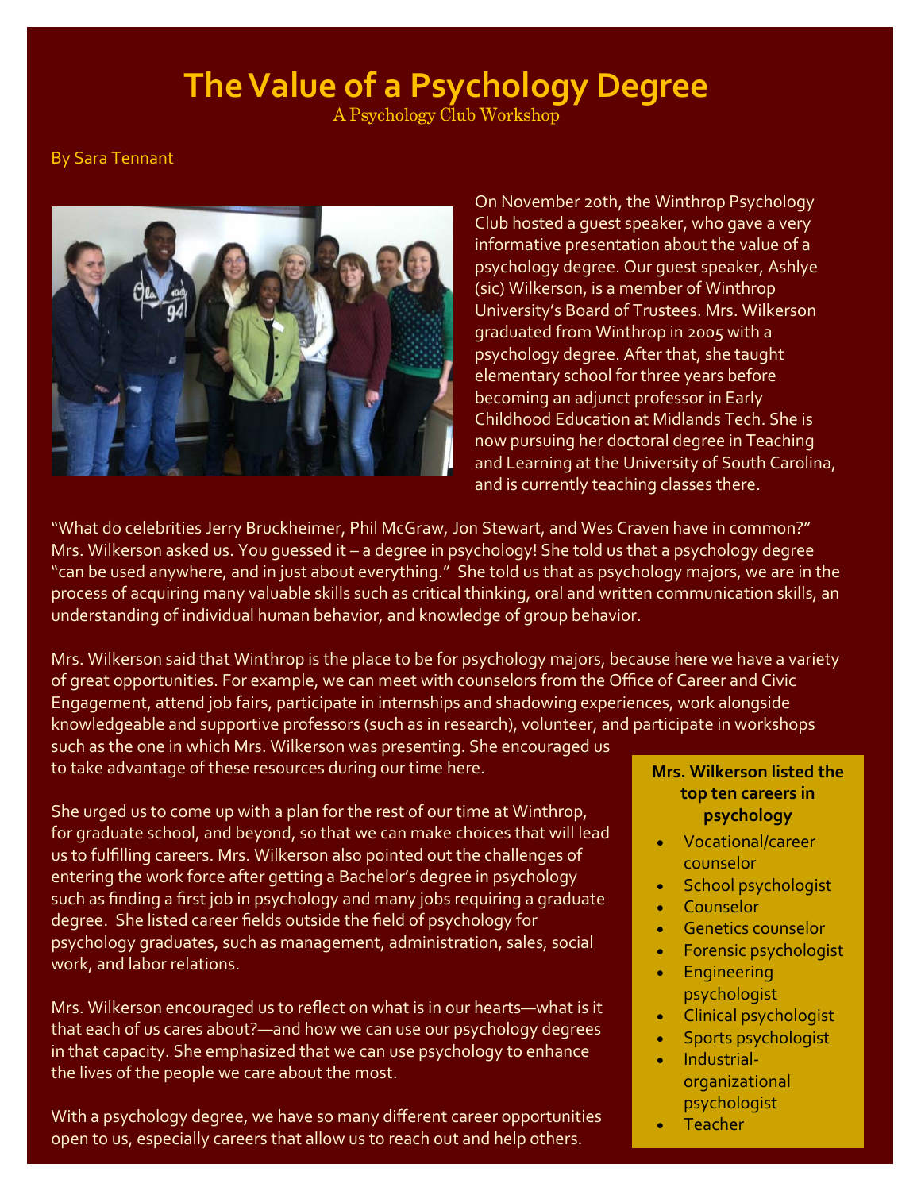# The Value of a Psychology Degree

A Psychology Club Workshop

By Sara Tennant

On November 20th, the Winthrop Psychology Club hosted a guest speaker, who gave a very informative presentation about the value of a psychology degree. Our guest speaker, Ashlye (sic) Wilkerson, is a member of Winthrop University's Board of Trustees. Mrs. Wilkerson graduated from Winthrop in 2005 with a psychology degree. After that, she taught elementary school for three years before becoming an adjunct professor in Early Childhood Education at Midlands Tech. She is now pursuing her doctoral degree in Teaching and Learning at the University of South Carolina, and is currently teaching classes there.

"What do celebrities Jerry Bruckheimer, Phil McGraw, Jon Stewart, and Wes Craven have in common?" Mrs. Wilkerson asked us. You guessed it – a degree in psychology! She told us that a psychology degree "can be used anywhere, and in just about everything." She told us that as psychology majors, we are in the process of acquiring many valuable skills such as critical thinking, oral and written communication skills, an understanding of individual human behavior, and knowledge of group behavior.

Mrs. Wilkerson said that Winthrop is the place to be for psychology majors, because here we have a variety of great opportunities. For example, we can meet with counselors from the Office of Career and Civic Engagement, attend job fairs, participate in internships and shadowing experiences, work alongside knowledgeable and supportive professors (such as in research), volunteer, and participate in workshops such as the one in which Mrs. Wilkerson was presenting. She encouraged us to take advantage of these resources during our time here.

She urged us to come up with a plan for the rest of our time at Winthrop, for graduate school, and beyond, so that we can make choices that will lead us to fulfilling careers. Mrs. Wilkerson also pointed out the challenges of entering the work force after getting a Bachelor's degree in psychology such as finding a first job in psychology and many jobs requiring a graduate degree. She listed career fields outside the field of psychology for psychology graduates, such as management, administration, sales, social work, and labor relations.

Mrs. Wilkerson encouraged us to reflect on what is in our hearts—what is it that each of us cares about?—and how we can use our psychology degrees in that capacity. She emphasized that we can use psychology to enhance the lives of the people we care about the most.

With a psychology degree, we have so many different career opportunities open to us, especially careers that allow us to reach out and help others.

**Mrs. Wilkerson listed the top ten careers in psychology**

- Vocational/career counselor
- School psychologist
- Counselor
- Genetics counselor
- Forensic psychologist
- Engineering psychologist
- Clinical psychologist
- Sports psychologist
- Industrial-organizational psychologist
- Teacher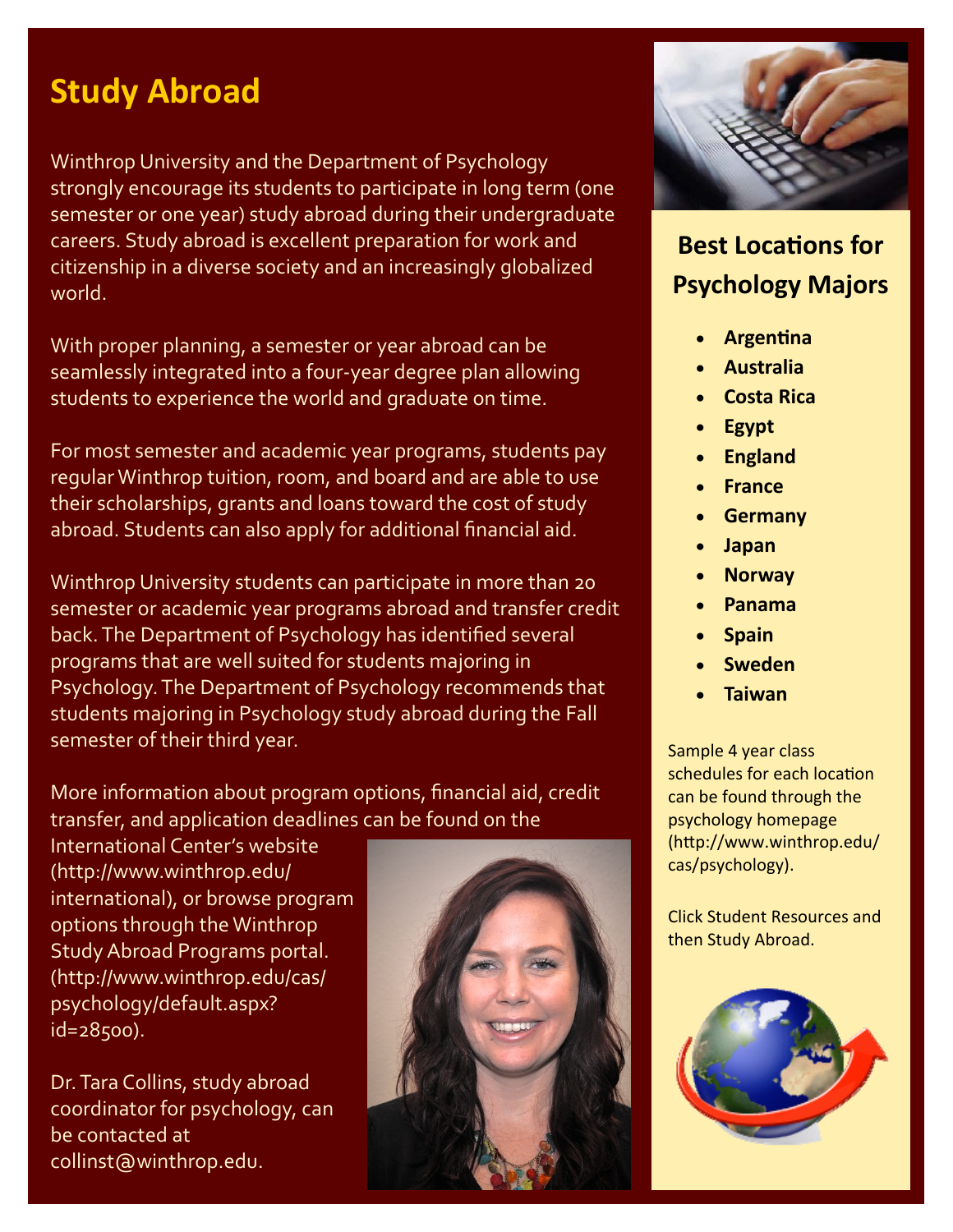# Study Abroad

Winthrop University and the Department of Psychology strongly encourage its students to participate in long term (one semester or one year) study abroad during their undergraduate careers. Study abroad is excellent preparation for work and citizenship in a diverse society and an increasingly globalized world.

With proper planning, a semester or year abroad can be seamlessly integrated into a four-year degree plan allowing students to experience the world and graduate on time.

For most semester and academic year programs, students pay regular Winthrop tuition, room, and board and are able to use their scholarships, grants and loans toward the cost of study abroad. Students can also apply for additional financial aid.

Winthrop University students can participate in more than 20 semester or academic year programs abroad and transfer credit back. The Department of Psychology has identified several programs that are well suited for students majoring in Psychology. The Department of Psychology recommends that students majoring in Psychology study abroad during the Fall semester of their third year.

More information about program options, financial aid, credit transfer, and application deadlines can be found on the International Center's website (http://www.winthrop.edu/international), or browse program options through the Winthrop Study Abroad Programs portal. (http://www.winthrop.edu/cas/psychology/default.aspx?id=28500).

Dr. Tara Collins, study abroad coordinator for psychology, can be contacted at collinst@winthrop.edu.

## Best Locations for Psychology Majors

- **Argentina**
- **Australia**
- **Costa Rica**
- **Egypt**
- **England**
- **France**
- **Germany**
- **Japan**
- **Norway**
- **Panama**
- **Spain**
- **Sweden**
- **Taiwan**

Sample 4 year class schedules for each location can be found through the psychology homepage (http://www.winthrop.edu/cas/psychology).

Click Student Resources and then Study Abroad.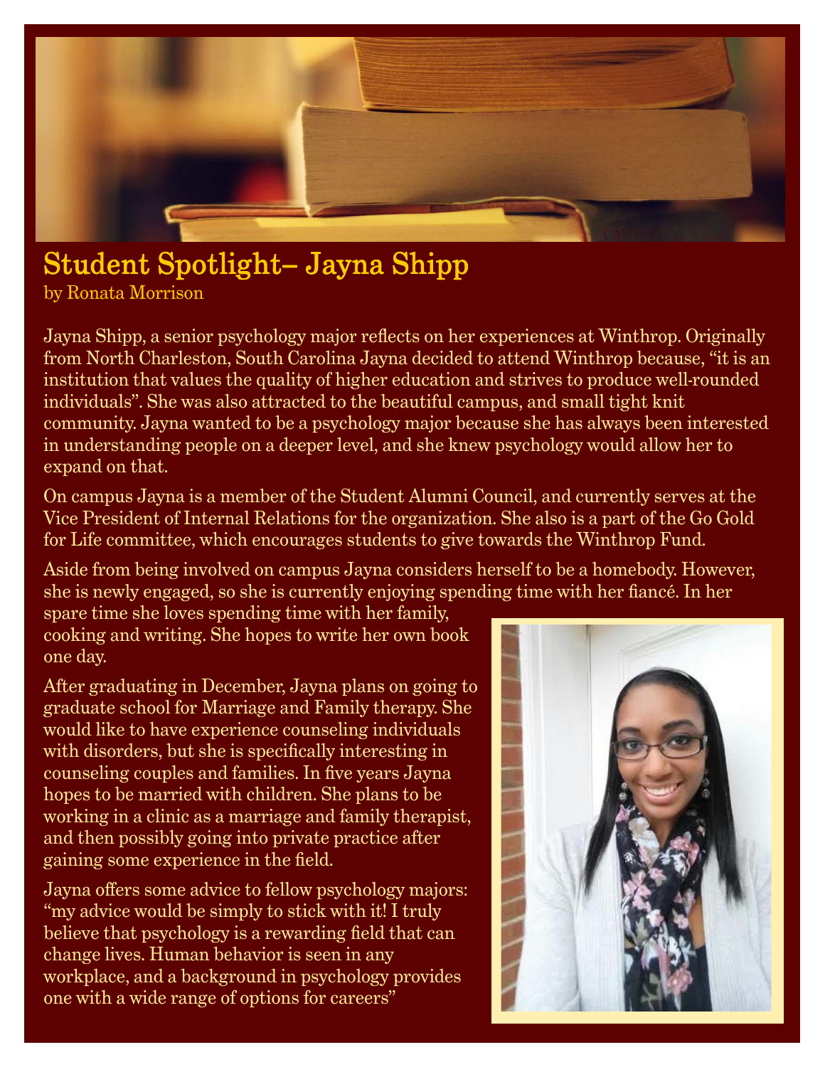# Student Spotlight– Jayna Shipp

by Ronata Morrison

Jayna Shipp, a senior psychology major reflects on her experiences at Winthrop. Originally from North Charleston, South Carolina Jayna decided to attend Winthrop because, "it is an institution that values the quality of higher education and strives to produce well-rounded individuals". She was also attracted to the beautiful campus, and small tight knit community. Jayna wanted to be a psychology major because she has always been interested in understanding people on a deeper level, and she knew psychology would allow her to expand on that.

On campus Jayna is a member of the Student Alumni Council, and currently serves at the Vice President of Internal Relations for the organization. She also is a part of the Go Gold for Life committee, which encourages students to give towards the Winthrop Fund.

Aside from being involved on campus Jayna considers herself to be a homebody. However, she is newly engaged, so she is currently enjoying spending time with her fiancé. In her spare time she loves spending time with her family, cooking and writing. She hopes to write her own book one day.

After graduating in December, Jayna plans on going to graduate school for Marriage and Family therapy. She would like to have experience counseling individuals with disorders, but she is specifically interesting in counseling couples and families. In five years Jayna hopes to be married with children. She plans to be working in a clinic as a marriage and family therapist, and then possibly going into private practice after gaining some experience in the field.

Jayna offers some advice to fellow psychology majors: "my advice would be simply to stick with it! I truly believe that psychology is a rewarding field that can change lives. Human behavior is seen in any workplace, and a background in psychology provides one with a wide range of options for careers"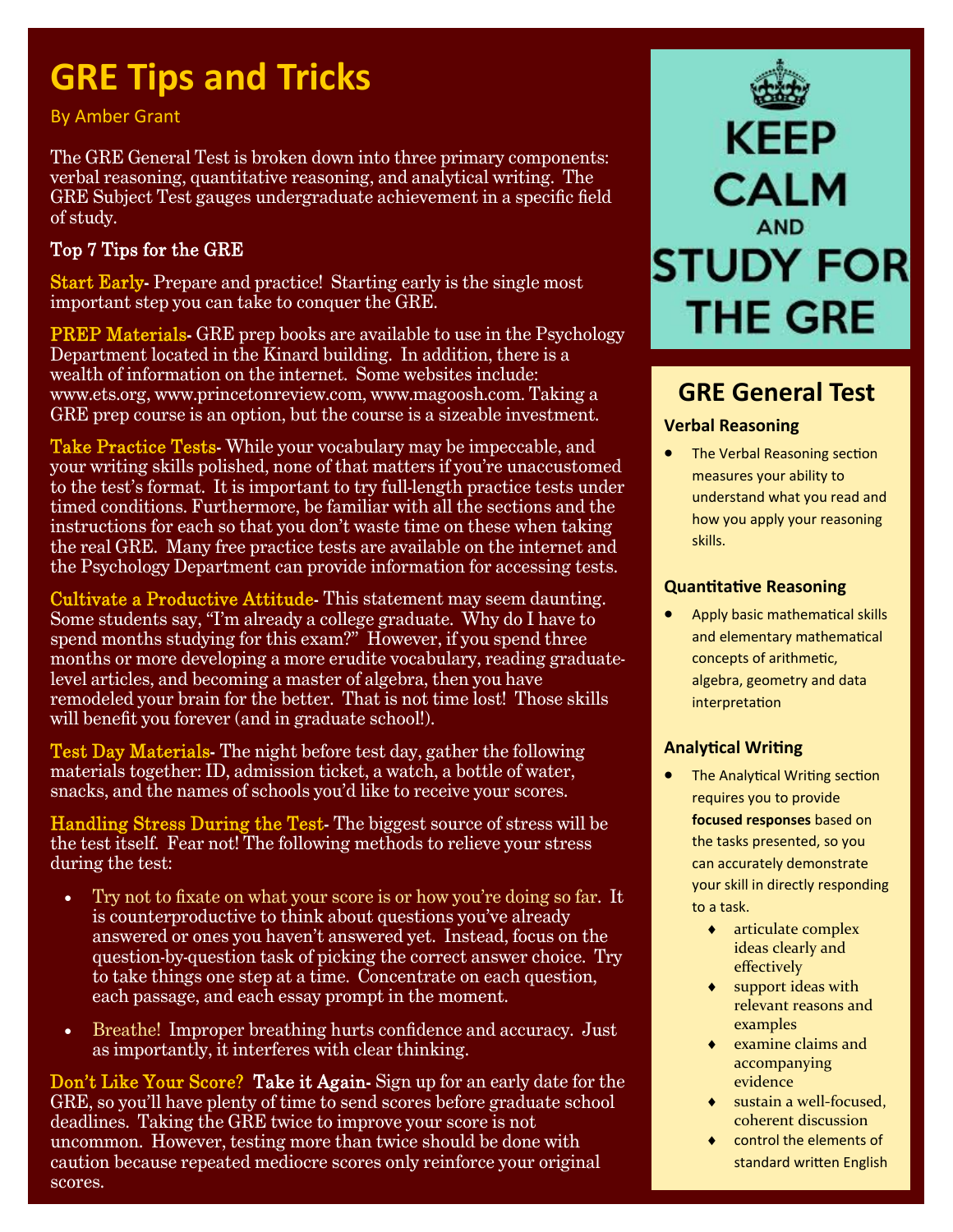# GRE Tips and Tricks

By Amber Grant

The GRE General Test is broken down into three primary components: verbal reasoning, quantitative reasoning, and analytical writing. The GRE Subject Test gauges undergraduate achievement in a specific field of study.

### Top 7 Tips for the GRE

**Start Early**- Prepare and practice! Starting early is the single most important step you can take to conquer the GRE.

**PREP Materials**- GRE prep books are available to use in the Psychology Department located in the Kinard building. In addition, there is a wealth of information on the internet. Some websites include: www.ets.org, www.princetonreview.com, www.magoosh.com. Taking a GRE prep course is an option, but the course is a sizeable investment.

**Take Practice Tests**- While your vocabulary may be impeccable, and your writing skills polished, none of that matters if you're unaccustomed to the test's format. It is important to try full-length practice tests under timed conditions. Furthermore, be familiar with all the sections and the instructions for each so that you don't waste time on these when taking the real GRE. Many free practice tests are available on the internet and the Psychology Department can provide information for accessing tests.

**Cultivate a Productive Attitude**- This statement may seem daunting. Some students say, "I'm already a college graduate. Why do I have to spend months studying for this exam?" However, if you spend three months or more developing a more erudite vocabulary, reading graduate-level articles, and becoming a master of algebra, then you have remodeled your brain for the better. That is not time lost! Those skills will benefit you forever (and in graduate school!).

**Test Day Materials**- The night before test day, gather the following materials together: ID, admission ticket, a watch, a bottle of water, snacks, and the names of schools you'd like to receive your scores.

**Handling Stress During the Test**- The biggest source of stress will be the test itself. Fear not! The following methods to relieve your stress during the test:

- Try not to fixate on what your score is or how you're doing so far. It is counterproductive to think about questions you've already answered or ones you haven't answered yet. Instead, focus on the question-by-question task of picking the correct answer choice. Try to take things one step at a time. Concentrate on each question, each passage, and each essay prompt in the moment.
- Breathe! Improper breathing hurts confidence and accuracy. Just as importantly, it interferes with clear thinking.

**Don't Like Your Score? Take it Again**- Sign up for an early date for the GRE, so you'll have plenty of time to send scores before graduate school deadlines. Taking the GRE twice to improve your score is not uncommon. However, testing more than twice should be done with caution because repeated mediocre scores only reinforce your original scores.

KEEP CALM AND STUDY FOR THE GRE

## GRE General Test

### Verbal Reasoning

- The Verbal Reasoning section measures your ability to understand what you read and how you apply your reasoning skills.

### Quantitative Reasoning

- Apply basic mathematical skills and elementary mathematical concepts of arithmetic, algebra, geometry and data interpretation

### Analytical Writing

- The Analytical Writing section requires you to provide **focused responses** based on the tasks presented, so you can accurately demonstrate your skill in directly responding to a task.
  - articulate complex ideas clearly and effectively
  - support ideas with relevant reasons and examples
  - examine claims and accompanying evidence
  - sustain a well-focused, coherent discussion
  - control the elements of standard written English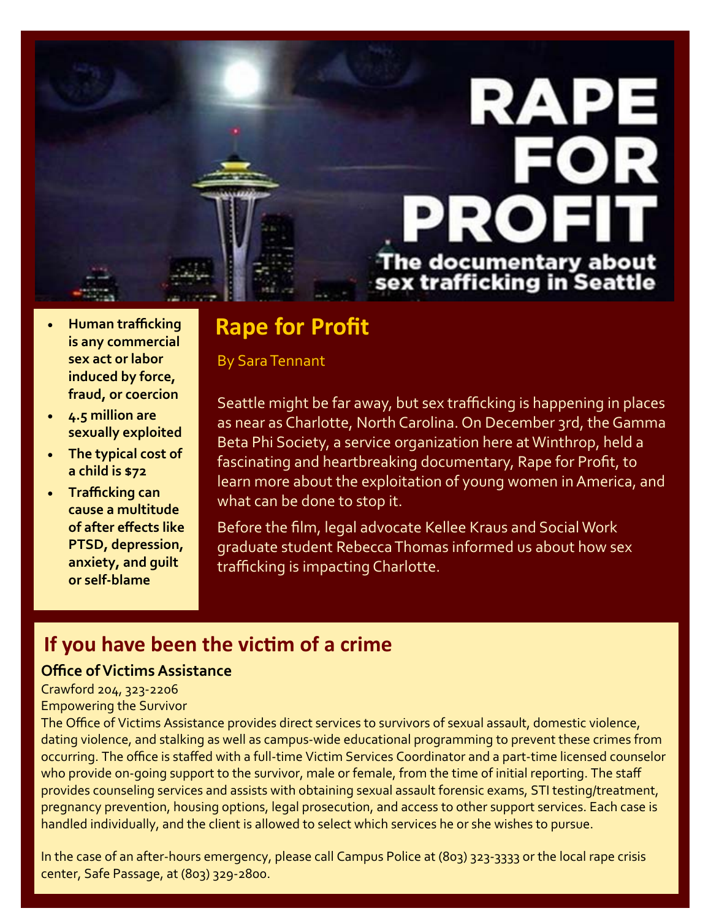RAPE FOR PROFIT

The documentary about sex trafficking in Seattle

- **Human trafficking is any commercial sex act or labor induced by force, fraud, or coercion**
- **4.5 million are sexually exploited**
- **The typical cost of a child is $72**
- **Trafficking can cause a multitude of after effects like PTSD, depression, anxiety, and guilt or self-blame**

## Rape for Profit

By Sara Tennant

Seattle might be far away, but sex trafficking is happening in places as near as Charlotte, North Carolina. On December 3rd, the Gamma Beta Phi Society, a service organization here at Winthrop, held a fascinating and heartbreaking documentary, Rape for Profit, to learn more about the exploitation of young women in America, and what can be done to stop it.

Before the film, legal advocate Kellee Kraus and Social Work graduate student Rebecca Thomas informed us about how sex trafficking is impacting Charlotte.

## If you have been the victim of a crime

**Office of Victims Assistance**

Crawford 204, 323-2206
Empowering the Survivor

The Office of Victims Assistance provides direct services to survivors of sexual assault, domestic violence, dating violence, and stalking as well as campus-wide educational programming to prevent these crimes from occurring. The office is staffed with a full-time Victim Services Coordinator and a part-time licensed counselor who provide on-going support to the survivor, male or female, from the time of initial reporting. The staff provides counseling services and assists with obtaining sexual assault forensic exams, STI testing/treatment, pregnancy prevention, housing options, legal prosecution, and access to other support services. Each case is handled individually, and the client is allowed to select which services he or she wishes to pursue.

In the case of an after-hours emergency, please call Campus Police at (803) 323-3333 or the local rape crisis center, Safe Passage, at (803) 329-2800.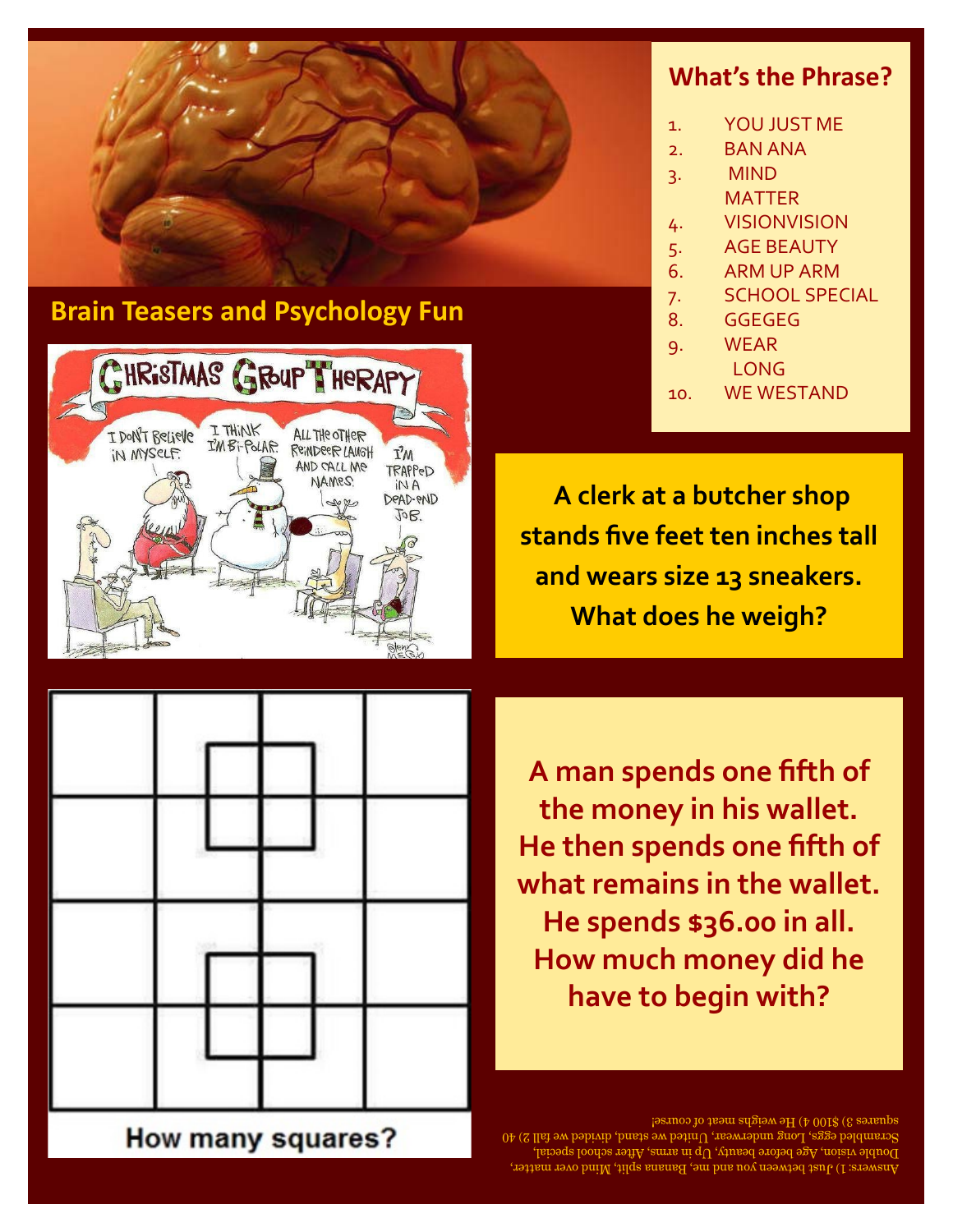## Brain Teasers and Psychology Fun

### What's the Phrase?

1. YOU JUST ME
2. BAN ANA
3. MIND
   MATTER
4. VISIONVISION
5. AGE BEAUTY
6. ARM UP ARM
7. SCHOOL SPECIAL
8. GGEGEG
9. WEAR
   LONG
10. WE WESTAND

**A clerk at a butcher shop stands five feet ten inches tall and wears size 13 sneakers. What does he weigh?**

How many squares?

**A man spends one fifth of the money in his wallet. He then spends one fifth of what remains in the wallet. He spends $36.00 in all. How much money did he have to begin with?**

Answers: 1) Just between you and me, Banana split, Mind over matter, Double vision, Age before beauty, Up in arms, After school special, Scrambled eggs, Long underwear, United we stand, divided we fall 2) 40 squares 3) $100 4) He weighs meat of course!